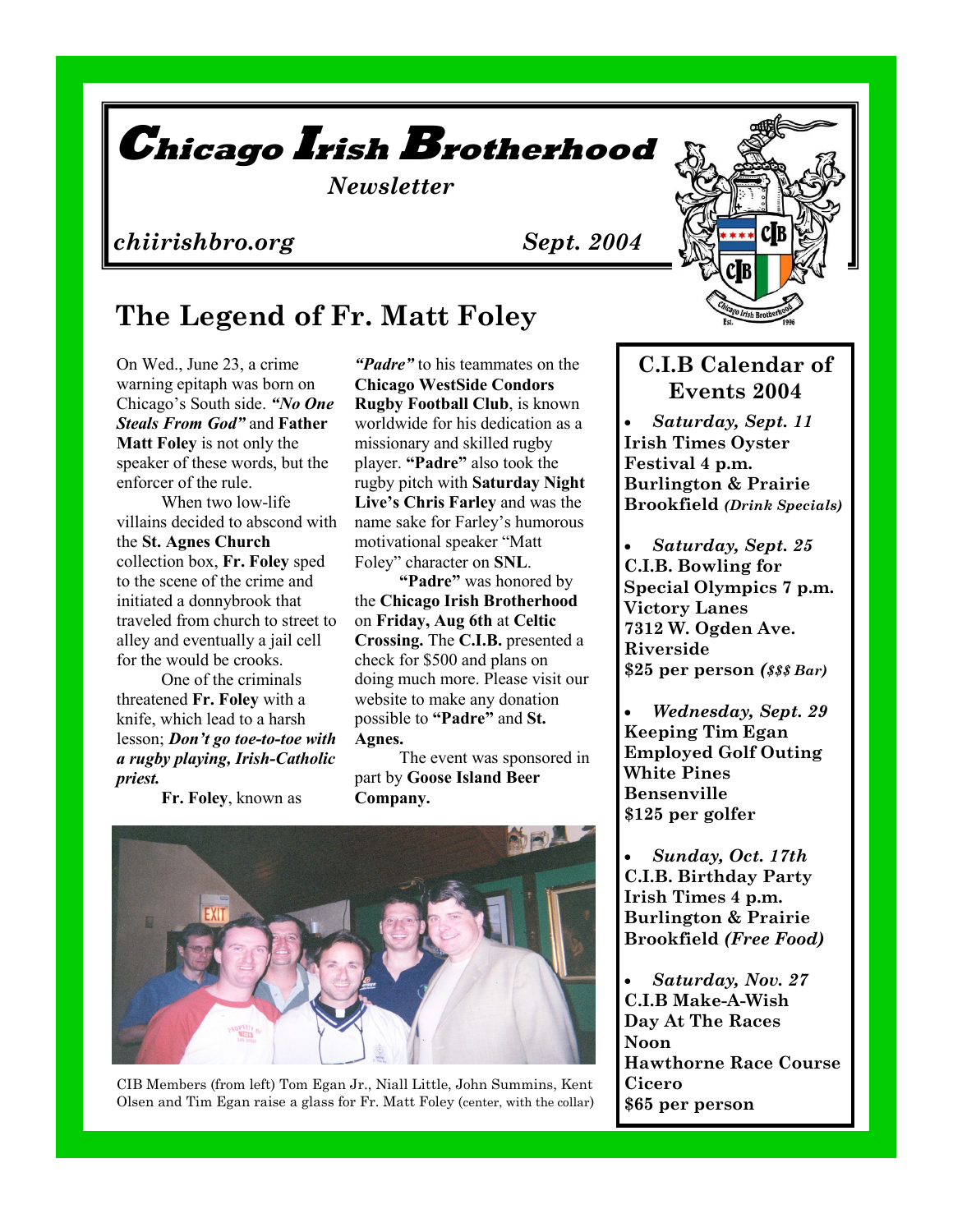# *Chicago Irish Brotherhood*

*Newsletter*

*chiirishbro.org* *Sept. 2004*

## The Legend of Fr. Matt Foley

On Wed., June 23, a crime warning epitaph was born on Chicago's South side. ***"No One Steals From God"*** and **Father Matt Foley** is not only the speaker of these words, but the enforcer of the rule.

When two low-life villains decided to abscond with the **St. Agnes Church** collection box, **Fr. Foley** sped to the scene of the crime and initiated a donnybrook that traveled from church to street to alley and eventually a jail cell for the would be crooks.

One of the criminals threatened **Fr. Foley** with a knife, which lead to a harsh lesson; ***Don't go toe-to-toe with a rugby playing, Irish-Catholic priest.***

**Fr. Foley**, known as ***"Padre"*** to his teammates on the **Chicago WestSide Condors Rugby Football Club**, is known worldwide for his dedication as a missionary and skilled rugby player. **"Padre"** also took the rugby pitch with **Saturday Night Live's Chris Farley** and was the name sake for Farley's humorous motivational speaker "Matt Foley" character on **SNL**.

**"Padre"** was honored by the **Chicago Irish Brotherhood** on **Friday, Aug 6th** at **Celtic Crossing.** The **C.I.B.** presented a check for $500 and plans on doing much more. Please visit our website to make any donation possible to **"Padre"** and **St. Agnes.**

The event was sponsored in part by **Goose Island Beer Company.**

CIB Members (from left) Tom Egan Jr., Niall Little, John Summins, Kent Olsen and Tim Egan raise a glass for Fr. Matt Foley (center, with the collar)

## C.I.B Calendar of Events 2004

- ***Saturday, Sept. 11***
  **Irish Times Oyster Festival 4 p.m.**
  **Burlington & Prairie**
  **Brookfield** ***(Drink Specials)***

- ***Saturday, Sept. 25***
  **C.I.B. Bowling for Special Olympics 7 p.m.**
  **Victory Lanes**
  **7312 W. Ogden Ave.**
  **Riverside**
  **$25 per person** ***($$$ Bar)***

- ***Wednesday, Sept. 29***
  **Keeping Tim Egan Employed Golf Outing**
  **White Pines**
  **Bensenville**
  **$125 per golfer**

- ***Sunday, Oct. 17th***
  **C.I.B. Birthday Party**
  **Irish Times 4 p.m.**
  **Burlington & Prairie**
  **Brookfield** ***(Free Food)***

- ***Saturday, Nov. 27***
  **C.I.B Make-A-Wish Day At The Races**
  **Noon**
  **Hawthorne Race Course**
  **Cicero**
  **$65 per person**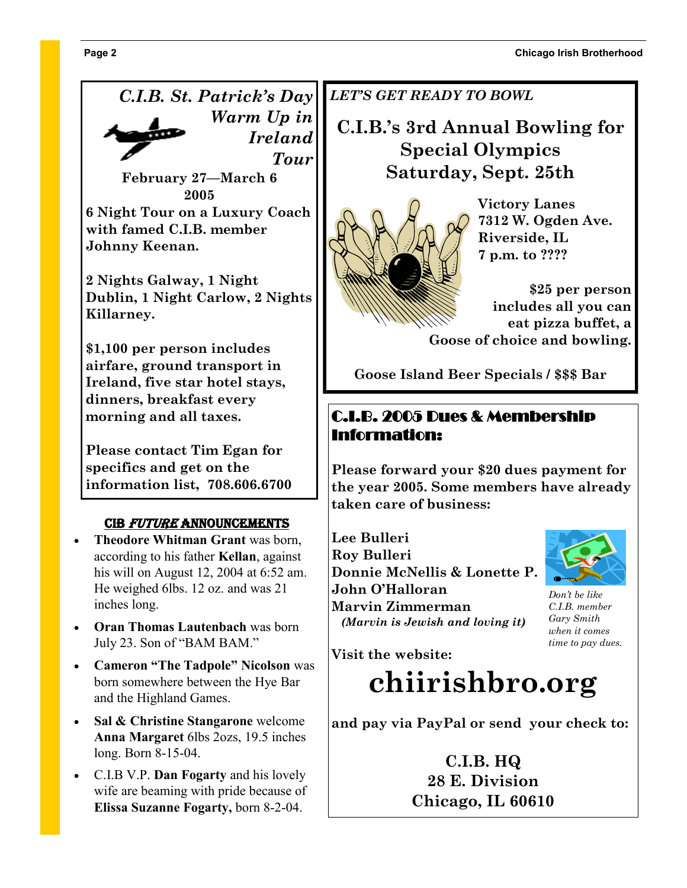## C.I.B. St. Patrick's Day Warm Up in Ireland Tour

**February 27—March 6 2005**

**6 Night Tour on a Luxury Coach with famed C.I.B. member Johnny Keenan.**

**2 Nights Galway, 1 Night Dublin, 1 Night Carlow, 2 Nights Killarney.**

**$1,100 per person includes airfare, ground transport in Ireland, five star hotel stays, dinners, breakfast every morning and all taxes.**

**Please contact Tim Egan for specifics and get on the information list, 708.606.6700**

### CIB *FUTURE* ANNOUNCEMENTS

- **Theodore Whitman Grant** was born, according to his father **Kellan**, against his will on August 12, 2004 at 6:52 am. He weighed 6lbs. 12 oz. and was 21 inches long.
- **Oran Thomas Lautenbach** was born July 23. Son of "BAM BAM."
- **Cameron "The Tadpole" Nicolson** was born somewhere between the Hye Bar and the Highland Games.
- **Sal & Christine Stangarone** welcome **Anna Margaret** 6lbs 2ozs, 19.5 inches long. Born 8-15-04.
- C.I.B V.P. **Dan Fogarty** and his lovely wife are beaming with pride because of **Elissa Suzanne Fogarty,** born 8-2-04.

*LET'S GET READY TO BOWL*

## C.I.B.'s 3rd Annual Bowling for Special Olympics Saturday, Sept. 25th

**Victory Lanes**
**7312 W. Ogden Ave.**
**Riverside, IL**
**7 p.m. to ????**

**$25 per person includes all you can eat pizza buffet, a Goose of choice and bowling.**

**Goose Island Beer Specials / $$$ Bar**

### C.I.B. 2005 Dues & Membership Information:

**Please forward your $20 dues payment for the year 2005. Some members have already taken care of business:**

**Lee Bulleri**
**Roy Bulleri**
**Donnie McNellis & Lonette P.**
**John O'Halloran**
**Marvin Zimmerman**
***(Marvin is Jewish and loving it)***

*Don't be like C.I.B. member Gary Smith when it comes time to pay dues.*

**Visit the website:**

# chiirishbro.org

**and pay via PayPal or send your check to:**

**C.I.B. HQ**
**28 E. Division**
**Chicago, IL 60610**